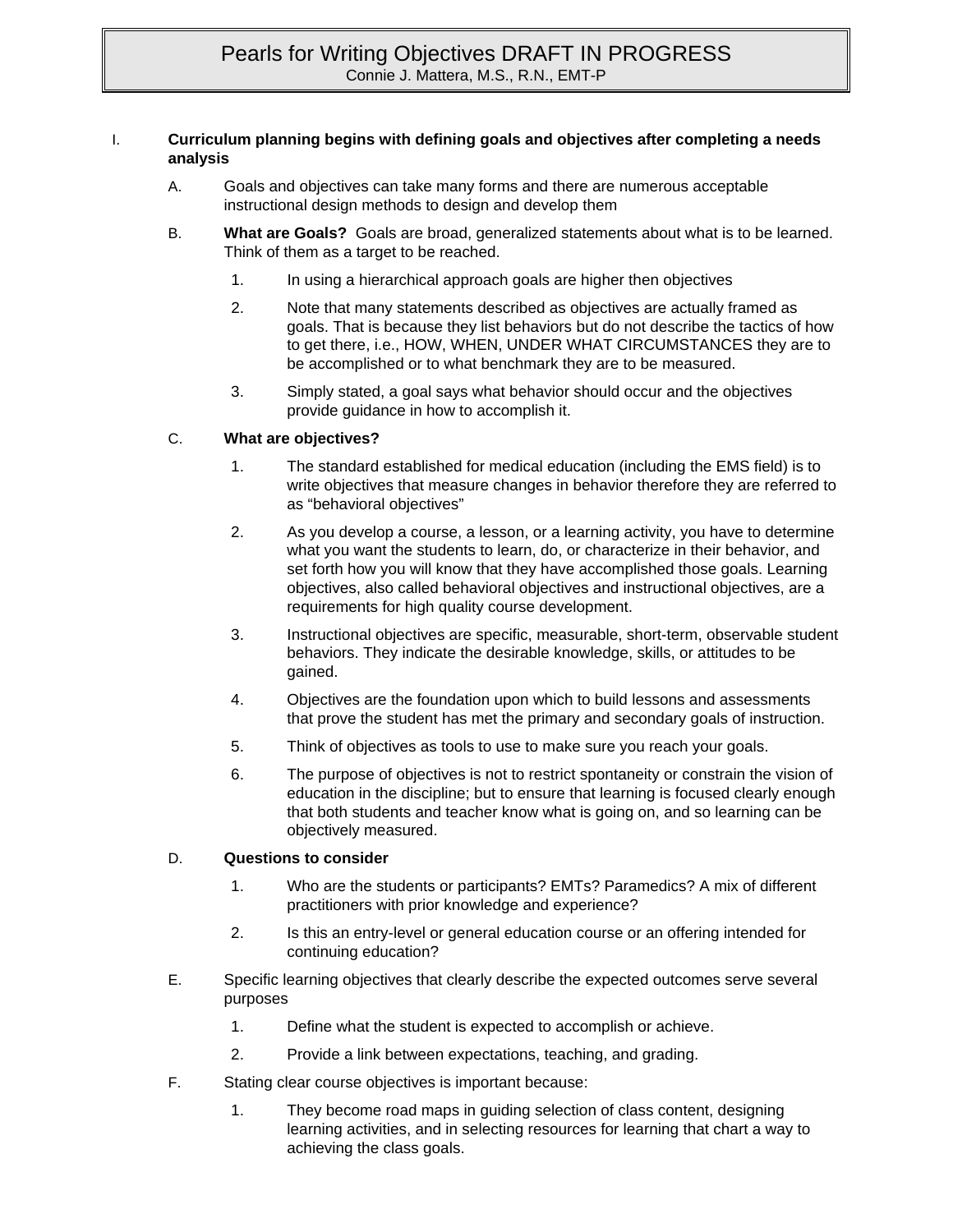# Pearls for Writing Objectives DRAFT IN PROGRESS

Connie J. Mattera, M.S., R.N., EMT-P

I. **Curriculum planning begins with defining goals and objectives after completing a needs analysis**

  A. Goals and objectives can take many forms and there are numerous acceptable instructional design methods to design and develop them

  B. **What are Goals?** Goals are broad, generalized statements about what is to be learned. Think of them as a target to be reached.

    1. In using a hierarchical approach goals are higher then objectives

    2. Note that many statements described as objectives are actually framed as goals. That is because they list behaviors but do not describe the tactics of how to get there, i.e., HOW, WHEN, UNDER WHAT CIRCUMSTANCES they are to be accomplished or to what benchmark they are to be measured.

    3. Simply stated, a goal says what behavior should occur and the objectives provide guidance in how to accomplish it.

  C. **What are objectives?**

    1. The standard established for medical education (including the EMS field) is to write objectives that measure changes in behavior therefore they are referred to as "behavioral objectives"

    2. As you develop a course, a lesson, or a learning activity, you have to determine what you want the students to learn, do, or characterize in their behavior, and set forth how you will know that they have accomplished those goals. Learning objectives, also called behavioral objectives and instructional objectives, are a requirements for high quality course development.

    3. Instructional objectives are specific, measurable, short-term, observable student behaviors. They indicate the desirable knowledge, skills, or attitudes to be gained.

    4. Objectives are the foundation upon which to build lessons and assessments that prove the student has met the primary and secondary goals of instruction.

    5. Think of objectives as tools to use to make sure you reach your goals.

    6. The purpose of objectives is not to restrict spontaneity or constrain the vision of education in the discipline; but to ensure that learning is focused clearly enough that both students and teacher know what is going on, and so learning can be objectively measured.

  D. **Questions to consider**

    1. Who are the students or participants? EMTs? Paramedics? A mix of different practitioners with prior knowledge and experience?

    2. Is this an entry-level or general education course or an offering intended for continuing education?

  E. Specific learning objectives that clearly describe the expected outcomes serve several purposes

    1. Define what the student is expected to accomplish or achieve.

    2. Provide a link between expectations, teaching, and grading.

  F. Stating clear course objectives is important because:

    1. They become road maps in guiding selection of class content, designing learning activities, and in selecting resources for learning that chart a way to achieving the class goals.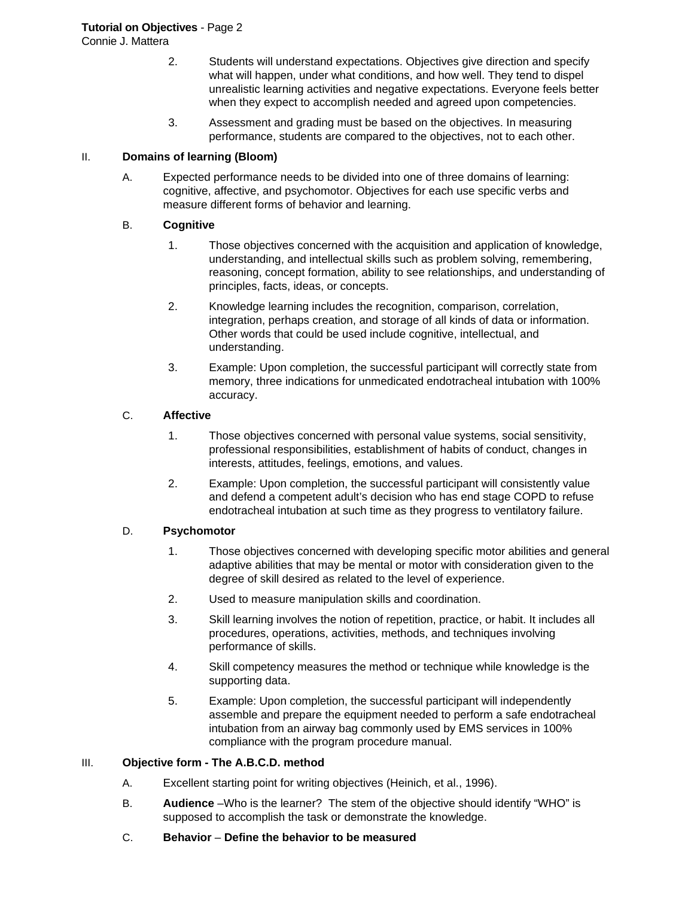2. Students will understand expectations. Objectives give direction and specify what will happen, under what conditions, and how well. They tend to dispel unrealistic learning activities and negative expectations. Everyone feels better when they expect to accomplish needed and agreed upon competencies.

3. Assessment and grading must be based on the objectives. In measuring performance, students are compared to the objectives, not to each other.

## II. Domains of learning (Bloom)

A. Expected performance needs to be divided into one of three domains of learning: cognitive, affective, and psychomotor. Objectives for each use specific verbs and measure different forms of behavior and learning.

B. **Cognitive**

1. Those objectives concerned with the acquisition and application of knowledge, understanding, and intellectual skills such as problem solving, remembering, reasoning, concept formation, ability to see relationships, and understanding of principles, facts, ideas, or concepts.

2. Knowledge learning includes the recognition, comparison, correlation, integration, perhaps creation, and storage of all kinds of data or information. Other words that could be used include cognitive, intellectual, and understanding.

3. Example: Upon completion, the successful participant will correctly state from memory, three indications for unmedicated endotracheal intubation with 100% accuracy.

C. **Affective**

1. Those objectives concerned with personal value systems, social sensitivity, professional responsibilities, establishment of habits of conduct, changes in interests, attitudes, feelings, emotions, and values.

2. Example: Upon completion, the successful participant will consistently value and defend a competent adult's decision who has end stage COPD to refuse endotracheal intubation at such time as they progress to ventilatory failure.

D. **Psychomotor**

1. Those objectives concerned with developing specific motor abilities and general adaptive abilities that may be mental or motor with consideration given to the degree of skill desired as related to the level of experience.

2. Used to measure manipulation skills and coordination.

3. Skill learning involves the notion of repetition, practice, or habit. It includes all procedures, operations, activities, methods, and techniques involving performance of skills.

4. Skill competency measures the method or technique while knowledge is the supporting data.

5. Example: Upon completion, the successful participant will independently assemble and prepare the equipment needed to perform a safe endotracheal intubation from an airway bag commonly used by EMS services in 100% compliance with the program procedure manual.

## III. Objective form - The A.B.C.D. method

A. Excellent starting point for writing objectives (Heinich, et al., 1996).

B. **Audience** –Who is the learner? The stem of the objective should identify "WHO" is supposed to accomplish the task or demonstrate the knowledge.

C. **Behavior** – **Define the behavior to be measured**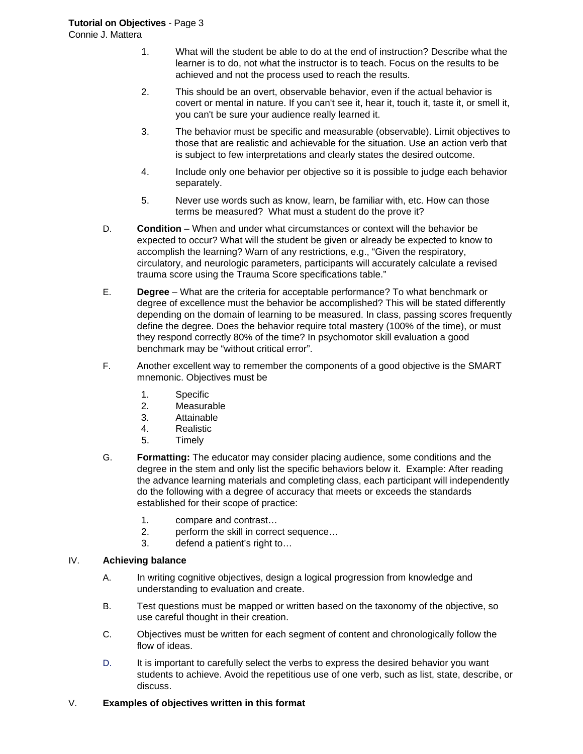1. What will the student be able to do at the end of instruction? Describe what the learner is to do, not what the instructor is to teach. Focus on the results to be achieved and not the process used to reach the results.

2. This should be an overt, observable behavior, even if the actual behavior is covert or mental in nature. If you can't see it, hear it, touch it, taste it, or smell it, you can't be sure your audience really learned it.

3. The behavior must be specific and measurable (observable). Limit objectives to those that are realistic and achievable for the situation. Use an action verb that is subject to few interpretations and clearly states the desired outcome.

4. Include only one behavior per objective so it is possible to judge each behavior separately.

5. Never use words such as know, learn, be familiar with, etc. How can those terms be measured? What must a student do the prove it?

D. **Condition** – When and under what circumstances or context will the behavior be expected to occur? What will the student be given or already be expected to know to accomplish the learning? Warn of any restrictions, e.g., "Given the respiratory, circulatory, and neurologic parameters, participants will accurately calculate a revised trauma score using the Trauma Score specifications table."

E. **Degree** – What are the criteria for acceptable performance? To what benchmark or degree of excellence must the behavior be accomplished? This will be stated differently depending on the domain of learning to be measured. In class, passing scores frequently define the degree. Does the behavior require total mastery (100% of the time), or must they respond correctly 80% of the time? In psychomotor skill evaluation a good benchmark may be "without critical error".

F. Another excellent way to remember the components of a good objective is the SMART mnemonic. Objectives must be

1. Specific
2. Measurable
3. Attainable
4. Realistic
5. Timely

G. **Formatting:** The educator may consider placing audience, some conditions and the degree in the stem and only list the specific behaviors below it. Example: After reading the advance learning materials and completing class, each participant will independently do the following with a degree of accuracy that meets or exceeds the standards established for their scope of practice:

1. compare and contrast…
2. perform the skill in correct sequence…
3. defend a patient's right to…

## IV. Achieving balance

A. In writing cognitive objectives, design a logical progression from knowledge and understanding to evaluation and create.

B. Test questions must be mapped or written based on the taxonomy of the objective, so use careful thought in their creation.

C. Objectives must be written for each segment of content and chronologically follow the flow of ideas.

D. It is important to carefully select the verbs to express the desired behavior you want students to achieve. Avoid the repetitious use of one verb, such as list, state, describe, or discuss.

## V. Examples of objectives written in this format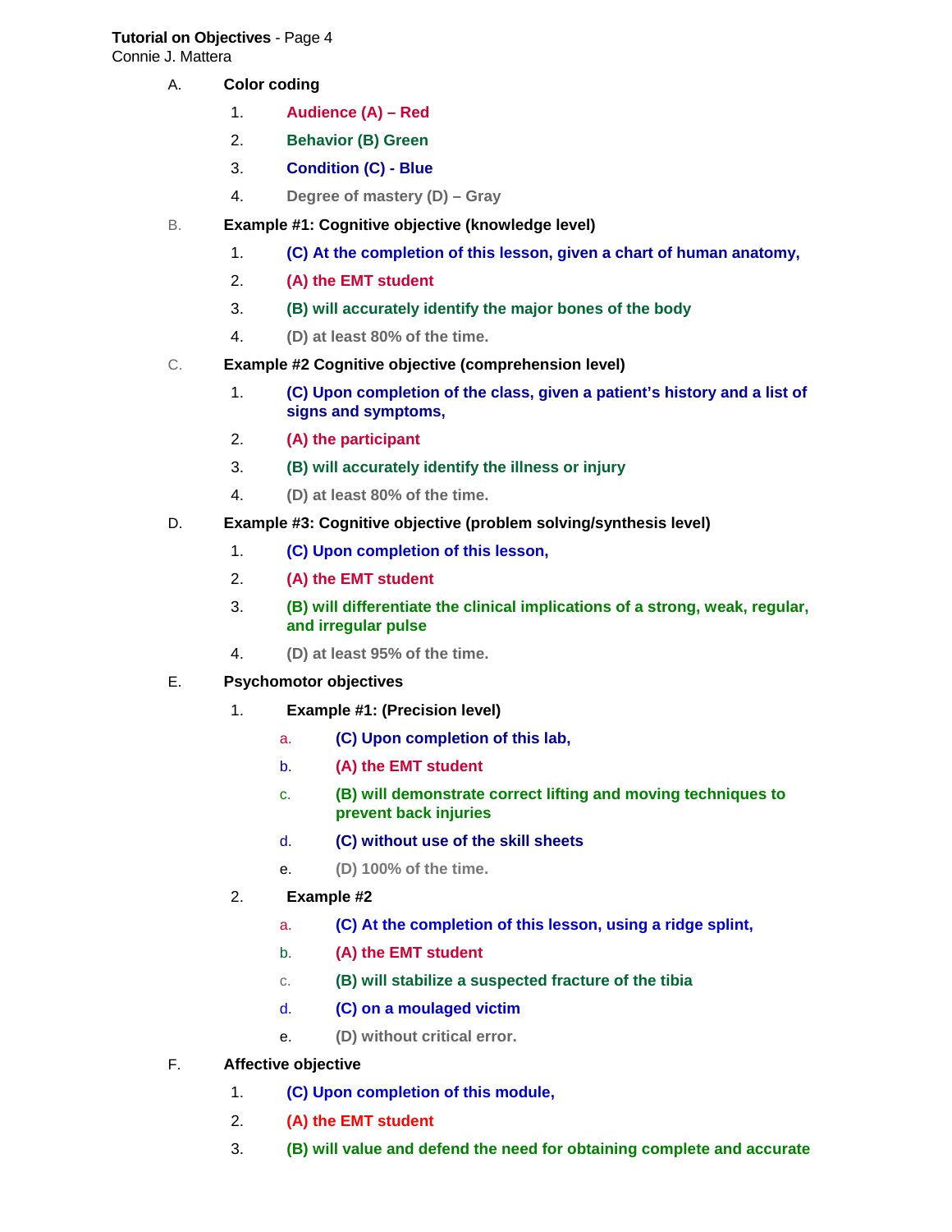A. **Color coding**

1. **Audience (A) – Red**
2. **Behavior (B) Green**
3. **Condition (C) - Blue**
4. **Degree of mastery (D) – Gray**

B. **Example #1: Cognitive objective (knowledge level)**

1. **(C) At the completion of this lesson, given a chart of human anatomy,**
2. **(A) the EMT student**
3. **(B) will accurately identify the major bones of the body**
4. **(D) at least 80% of the time.**

C. **Example #2 Cognitive objective (comprehension level)**

1. **(C) Upon completion of the class, given a patient's history and a list of signs and symptoms,**
2. **(A) the participant**
3. **(B) will accurately identify the illness or injury**
4. **(D) at least 80% of the time.**

D. **Example #3: Cognitive objective (problem solving/synthesis level)**

1. **(C) Upon completion of this lesson,**
2. **(A) the EMT student**
3. **(B) will differentiate the clinical implications of a strong, weak, regular, and irregular pulse**
4. **(D) at least 95% of the time.**

E. **Psychomotor objectives**

1. **Example #1: (Precision level)**
   a. **(C) Upon completion of this lab,**
   b. **(A) the EMT student**
   c. **(B) will demonstrate correct lifting and moving techniques to prevent back injuries**
   d. **(C) without use of the skill sheets**
   e. **(D) 100% of the time.**
2. **Example #2**
   a. **(C) At the completion of this lesson, using a ridge splint,**
   b. **(A) the EMT student**
   c. **(B) will stabilize a suspected fracture of the tibia**
   d. **(C) on a moulaged victim**
   e. **(D) without critical error.**

F. **Affective objective**

1. **(C) Upon completion of this module,**
2. **(A) the EMT student**
3. **(B) will value and defend the need for obtaining complete and accurate**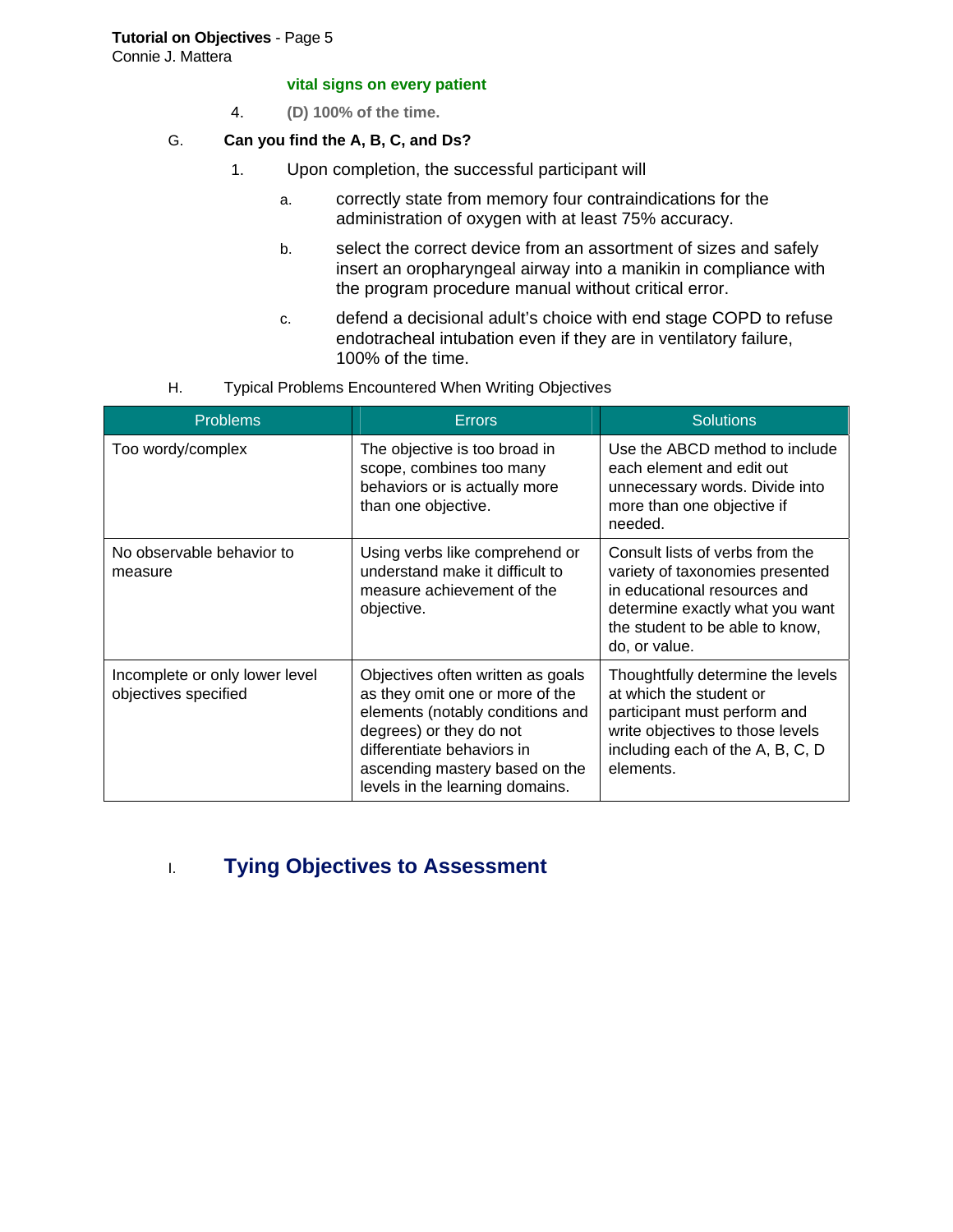**vital signs on every patient**

4. **(D) 100% of the time.**

G. **Can you find the A, B, C, and Ds?**

1. Upon completion, the successful participant will

   a. correctly state from memory four contraindications for the administration of oxygen with at least 75% accuracy.

   b. select the correct device from an assortment of sizes and safely insert an oropharyngeal airway into a manikin in compliance with the program procedure manual without critical error.

   c. defend a decisional adult's choice with end stage COPD to refuse endotracheal intubation even if they are in ventilatory failure, 100% of the time.

H. Typical Problems Encountered When Writing Objectives

| Problems | Errors | Solutions |
|---|---|---|
| Too wordy/complex | The objective is too broad in scope, combines too many behaviors or is actually more than one objective. | Use the ABCD method to include each element and edit out unnecessary words. Divide into more than one objective if needed. |
| No observable behavior to measure | Using verbs like comprehend or understand make it difficult to measure achievement of the objective. | Consult lists of verbs from the variety of taxonomies presented in educational resources and determine exactly what you want the student to be able to know, do, or value. |
| Incomplete or only lower level objectives specified | Objectives often written as goals as they omit one or more of the elements (notably conditions and degrees) or they do not differentiate behaviors in ascending mastery based on the levels in the learning domains. | Thoughtfully determine the levels at which the student or participant must perform and write objectives to those levels including each of the A, B, C, D elements. |

## I. Tying Objectives to Assessment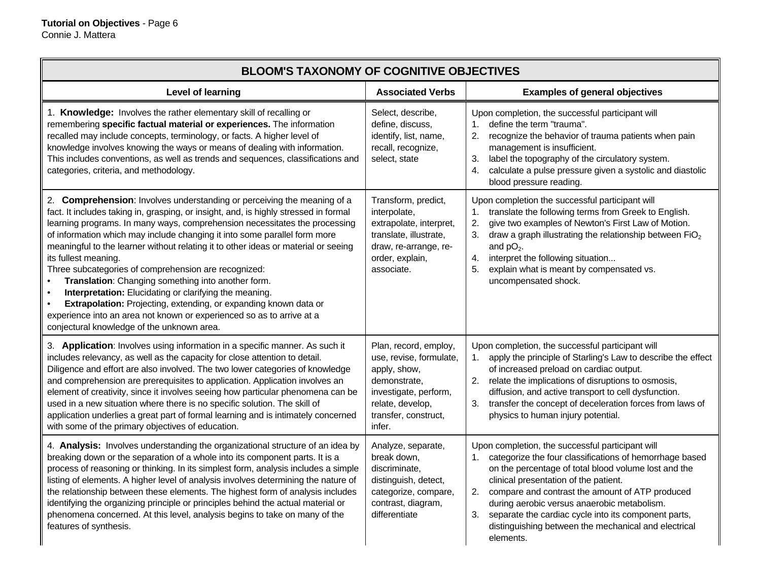| BLOOM'S TAXONOMY OF COGNITIVE OBJECTIVES | | |
|---|---|---|
| **Level of learning** | **Associated Verbs** | **Examples of general objectives** |
| 1. **Knowledge:** Involves the rather elementary skill of recalling or remembering **specific factual material or experiences.** The information recalled may include concepts, terminology, or facts. A higher level of knowledge involves knowing the ways or means of dealing with information. This includes conventions, as well as trends and sequences, classifications and categories, criteria, and methodology. | Select, describe, define, discuss, identify, list, name, recall, recognize, select, state | Upon completion, the successful participant will<br>1. define the term "trauma".<br>2. recognize the behavior of trauma patients when pain management is insufficient.<br>3. label the topography of the circulatory system.<br>4. calculate a pulse pressure given a systolic and diastolic blood pressure reading. |
| 2. **Comprehension**: Involves understanding or perceiving the meaning of a fact. It includes taking in, grasping, or insight, and, is highly stressed in formal learning programs. In many ways, comprehension necessitates the processing of information which may include changing it into some parallel form more meaningful to the learner without relating it to other ideas or material or seeing its fullest meaning.<br>Three subcategories of comprehension are recognized:<br>• **Translation**: Changing something into another form.<br>• **Interpretation:** Elucidating or clarifying the meaning.<br>• **Extrapolation:** Projecting, extending, or expanding known data or experience into an area not known or experienced so as to arrive at a conjectural knowledge of the unknown area. | Transform, predict, interpolate, extrapolate, interpret, translate, illustrate, draw, re-arrange, re-order, explain, associate. | Upon completion the successful participant will<br>1. translate the following terms from Greek to English.<br>2. give two examples of Newton's First Law of Motion.<br>3. draw a graph illustrating the relationship between $FiO_2$ and $pO_2$.<br>4. interpret the following situation...<br>5. explain what is meant by compensated vs. uncompensated shock. |
| 3. **Application**: Involves using information in a specific manner. As such it includes relevancy, as well as the capacity for close attention to detail. Diligence and effort are also involved. The two lower categories of knowledge and comprehension are prerequisites to application. Application involves an element of creativity, since it involves seeing how particular phenomena can be used in a new situation where there is no specific solution. The skill of application underlies a great part of formal learning and is intimately concerned with some of the primary objectives of education. | Plan, record, employ, use, revise, formulate, apply, show, demonstrate, investigate, perform, relate, develop, transfer, construct, infer. | Upon completion, the successful participant will<br>1. apply the principle of Starling's Law to describe the effect of increased preload on cardiac output.<br>2. relate the implications of disruptions to osmosis, diffusion, and active transport to cell dysfunction.<br>3. transfer the concept of deceleration forces from laws of physics to human injury potential. |
| 4. **Analysis:** Involves understanding the organizational structure of an idea by breaking down or the separation of a whole into its component parts. It is a process of reasoning or thinking. In its simplest form, analysis includes a simple listing of elements. A higher level of analysis involves determining the nature of the relationship between these elements. The highest form of analysis includes identifying the organizing principle or principles behind the actual material or phenomena concerned. At this level, analysis begins to take on many of the features of synthesis. | Analyze, separate, break down, discriminate, distinguish, detect, categorize, compare, contrast, diagram, differentiate | Upon completion, the successful participant will<br>1. categorize the four classifications of hemorrhage based on the percentage of total blood volume lost and the clinical presentation of the patient.<br>2. compare and contrast the amount of ATP produced during aerobic versus anaerobic metabolism.<br>3. separate the cardiac cycle into its component parts, distinguishing between the mechanical and electrical elements. |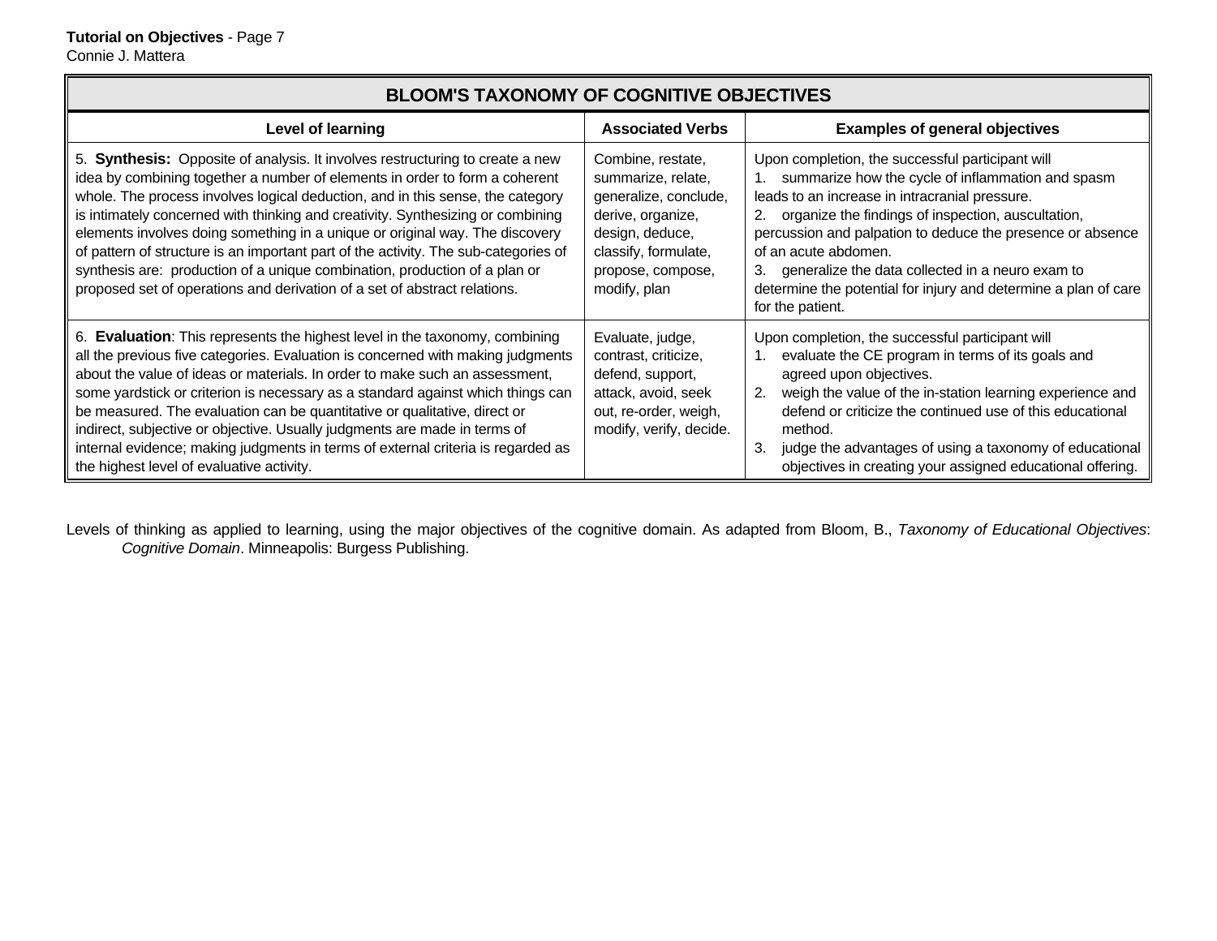| BLOOM'S TAXONOMY OF COGNITIVE OBJECTIVES | | |
|---|---|---|
| **Level of learning** | **Associated Verbs** | **Examples of general objectives** |
| 5. **Synthesis:** Opposite of analysis. It involves restructuring to create a new idea by combining together a number of elements in order to form a coherent whole. The process involves logical deduction, and in this sense, the category is intimately concerned with thinking and creativity. Synthesizing or combining elements involves doing something in a unique or original way. The discovery of pattern of structure is an important part of the activity. The sub-categories of synthesis are: production of a unique combination, production of a plan or proposed set of operations and derivation of a set of abstract relations. | Combine, restate, summarize, relate, generalize, conclude, derive, organize, design, deduce, classify, formulate, propose, compose, modify, plan | Upon completion, the successful participant will<br>1. summarize how the cycle of inflammation and spasm leads to an increase in intracranial pressure.<br>2. organize the findings of inspection, auscultation, percussion and palpation to deduce the presence or absence of an acute abdomen.<br>3. generalize the data collected in a neuro exam to determine the potential for injury and determine a plan of care for the patient. |
| 6. **Evaluation**: This represents the highest level in the taxonomy, combining all the previous five categories. Evaluation is concerned with making judgments about the value of ideas or materials. In order to make such an assessment, some yardstick or criterion is necessary as a standard against which things can be measured. The evaluation can be quantitative or qualitative, direct or indirect, subjective or objective. Usually judgments are made in terms of internal evidence; making judgments in terms of external criteria is regarded as the highest level of evaluative activity. | Evaluate, judge, contrast, criticize, defend, support, attack, avoid, seek out, re-order, weigh, modify, verify, decide. | Upon completion, the successful participant will<br>1. evaluate the CE program in terms of its goals and agreed upon objectives.<br>2. weigh the value of the in-station learning experience and defend or criticize the continued use of this educational method.<br>3. judge the advantages of using a taxonomy of educational objectives in creating your assigned educational offering. |

Levels of thinking as applied to learning, using the major objectives of the cognitive domain. As adapted from Bloom, B., *Taxonomy of Educational Objectives*: *Cognitive Domain*. Minneapolis: Burgess Publishing.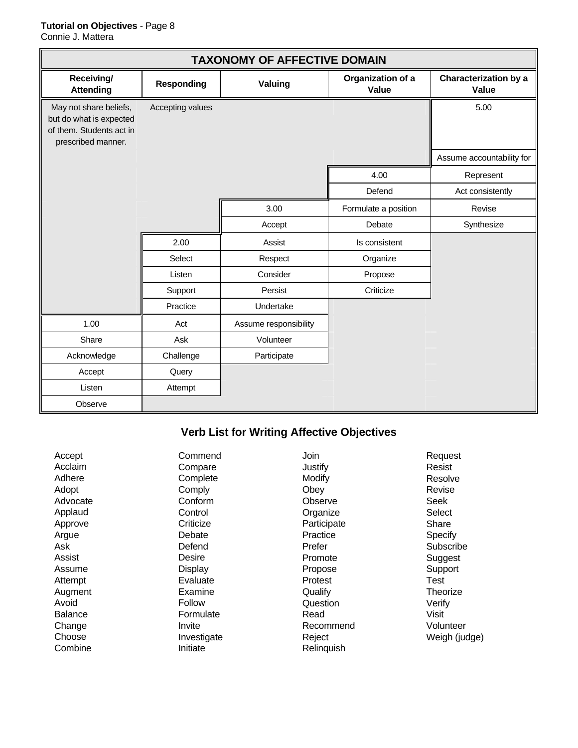| TAXONOMY OF AFFECTIVE DOMAIN | | | | |
|---|---|---|---|---|
| **Receiving/ Attending** | **Responding** | **Valuing** | **Organization of a Value** | **Characterization by a Value** |
| May not share beliefs, but do what is expected of them. Students act in prescribed manner. | Accepting values | | | 5.00 |
| | | | | Assume accountability for |
| | | | 4.00 | Represent |
| | | | Defend | Act consistently |
| | | 3.00 | Formulate a position | Revise |
| | | Accept | Debate | Synthesize |
| | 2.00 | Assist | Is consistent | |
| | Select | Respect | Organize | |
| | Listen | Consider | Propose | |
| | Support | Persist | Criticize | |
| | Practice | Undertake | | |
| 1.00 | Act | Assume responsibility | | |
| Share | Ask | Volunteer | | |
| Acknowledge | Challenge | Participate | | |
| Accept | Query | | | |
| Listen | Attempt | | | |
| Observe | | | | |

## Verb List for Writing Affective Objectives

Accept
Acclaim
Adhere
Adopt
Advocate
Applaud
Approve
Argue
Ask
Assist
Assume
Attempt
Augment
Avoid
Balance
Change
Choose
Combine
Commend
Compare
Complete
Comply
Conform
Control
Criticize
Debate
Defend
Desire
Display
Evaluate
Examine
Follow
Formulate
Invite
Investigate
Initiate
Join
Justify
Modify
Obey
Observe
Organize
Participate
Practice
Prefer
Promote
Propose
Protest
Qualify
Question
Read
Recommend
Reject
Relinquish
Request
Resist
Resolve
Revise
Seek
Select
Share
Specify
Subscribe
Suggest
Support
Test
Theorize
Verify
Visit
Volunteer
Weigh (judge)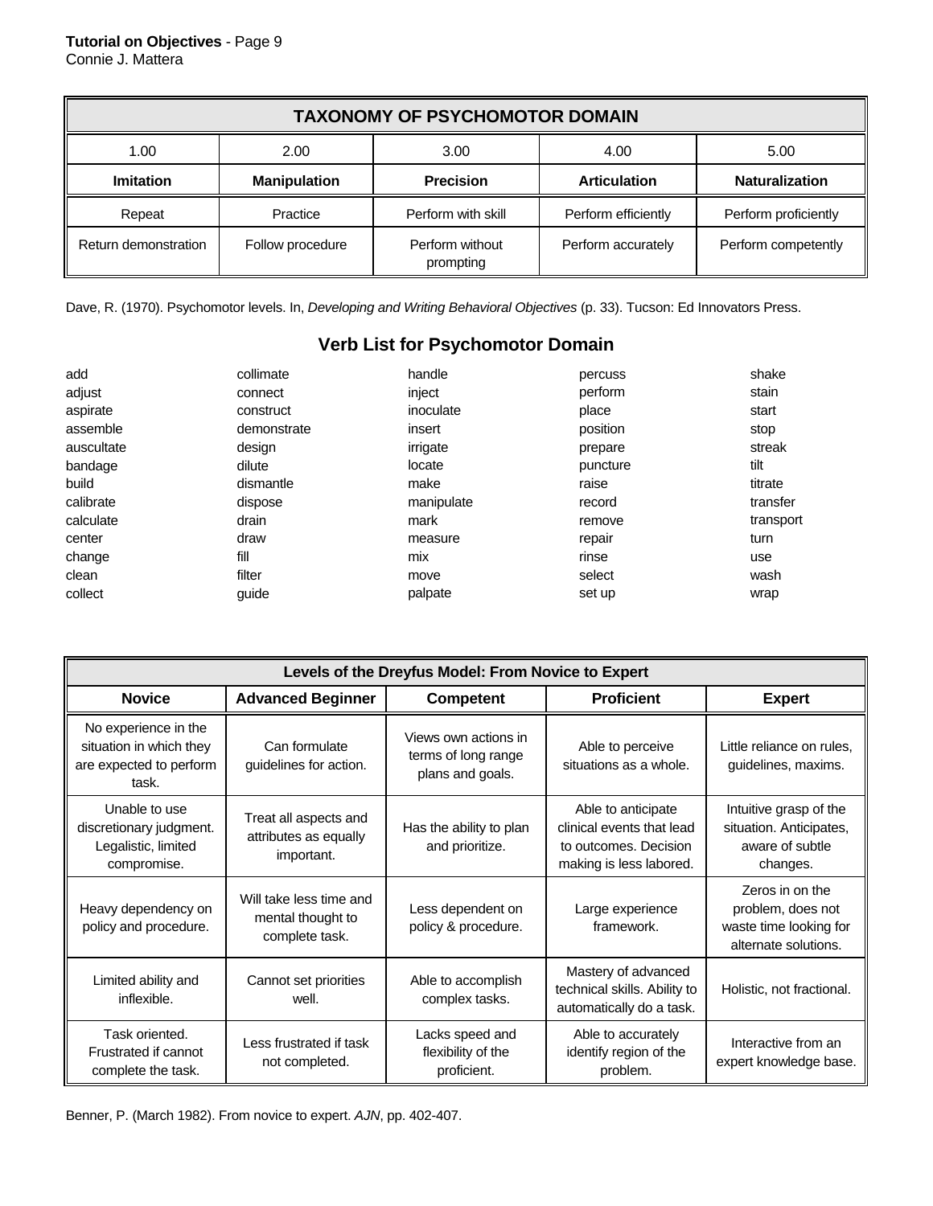| TAXONOMY OF PSYCHOMOTOR DOMAIN | | | | |
|---|---|---|---|---|
| 1.00 | 2.00 | 3.00 | 4.00 | 5.00 |
| **Imitation** | **Manipulation** | **Precision** | **Articulation** | **Naturalization** |
| Repeat | Practice | Perform with skill | Perform efficiently | Perform proficiently |
| Return demonstration | Follow procedure | Perform without prompting | Perform accurately | Perform competently |

Dave, R. (1970). Psychomotor levels. In, *Developing and Writing Behavioral Objectives* (p. 33). Tucson: Ed Innovators Press.

## Verb List for Psychomotor Domain

| | | | | |
|---|---|---|---|---|
| add | collimate | handle | percuss | shake |
| adjust | connect | inject | perform | stain |
| aspirate | construct | inoculate | place | start |
| assemble | demonstrate | insert | position | stop |
| auscultate | design | irrigate | prepare | streak |
| bandage | dilute | locate | puncture | tilt |
| build | dismantle | make | raise | titrate |
| calibrate | dispose | manipulate | record | transfer |
| calculate | drain | mark | remove | transport |
| center | draw | measure | repair | turn |
| change | fill | mix | rinse | use |
| clean | filter | move | select | wash |
| collect | guide | palpate | set up | wrap |

| Levels of the Dreyfus Model: From Novice to Expert | | | | |
|---|---|---|---|---|
| **Novice** | **Advanced Beginner** | **Competent** | **Proficient** | **Expert** |
| No experience in the situation in which they are expected to perform task. | Can formulate guidelines for action. | Views own actions in terms of long range plans and goals. | Able to perceive situations as a whole. | Little reliance on rules, guidelines, maxims. |
| Unable to use discretionary judgment. Legalistic, limited compromise. | Treat all aspects and attributes as equally important. | Has the ability to plan and prioritize. | Able to anticipate clinical events that lead to outcomes. Decision making is less labored. | Intuitive grasp of the situation. Anticipates, aware of subtle changes. |
| Heavy dependency on policy and procedure. | Will take less time and mental thought to complete task. | Less dependent on policy & procedure. | Large experience framework. | Zeros in on the problem, does not waste time looking for alternate solutions. |
| Limited ability and inflexible. | Cannot set priorities well. | Able to accomplish complex tasks. | Mastery of advanced technical skills. Ability to automatically do a task. | Holistic, not fractional. |
| Task oriented. Frustrated if cannot complete the task. | Less frustrated if task not completed. | Lacks speed and flexibility of the proficient. | Able to accurately identify region of the problem. | Interactive from an expert knowledge base. |

Benner, P. (March 1982). From novice to expert. *AJN*, pp. 402-407.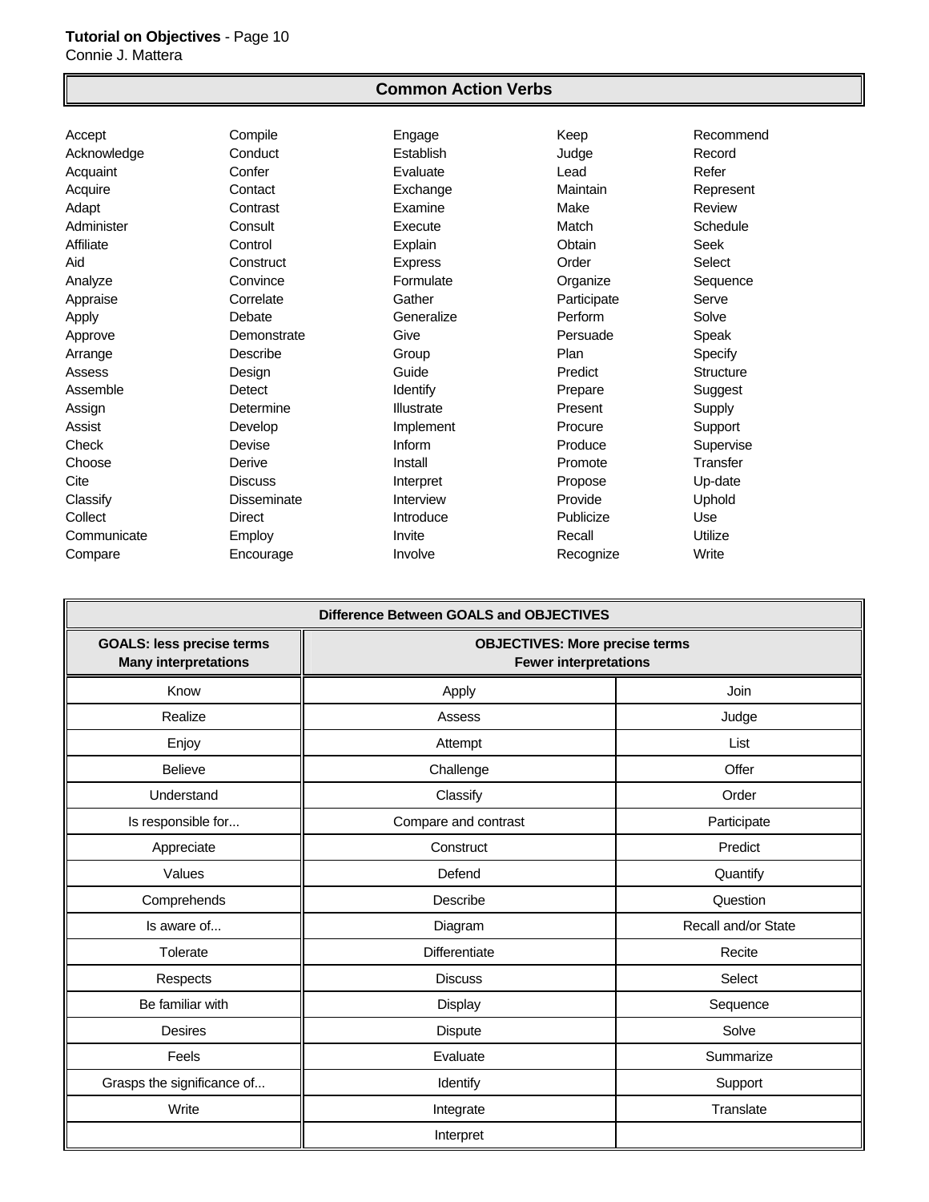## Common Action Verbs

| | | | | |
|---|---|---|---|---|
| Accept | Compile | Engage | Keep | Recommend |
| Acknowledge | Conduct | Establish | Judge | Record |
| Acquaint | Confer | Evaluate | Lead | Refer |
| Acquire | Contact | Exchange | Maintain | Represent |
| Adapt | Contrast | Examine | Make | Review |
| Administer | Consult | Execute | Match | Schedule |
| Affiliate | Control | Explain | Obtain | Seek |
| Aid | Construct | Express | Order | Select |
| Analyze | Convince | Formulate | Organize | Sequence |
| Appraise | Correlate | Gather | Participate | Serve |
| Apply | Debate | Generalize | Perform | Solve |
| Approve | Demonstrate | Give | Persuade | Speak |
| Arrange | Describe | Group | Plan | Specify |
| Assess | Design | Guide | Predict | Structure |
| Assemble | Detect | Identify | Prepare | Suggest |
| Assign | Determine | Illustrate | Present | Supply |
| Assist | Develop | Implement | Procure | Support |
| Check | Devise | Inform | Produce | Supervise |
| Choose | Derive | Install | Promote | Transfer |
| Cite | Discuss | Interpret | Propose | Up-date |
| Classify | Disseminate | Interview | Provide | Uphold |
| Collect | Direct | Introduce | Publicize | Use |
| Communicate | Employ | Invite | Recall | Utilize |
| Compare | Encourage | Involve | Recognize | Write |

**Difference Between GOALS and OBJECTIVES**

| **GOALS: less precise terms Many interpretations** | **OBJECTIVES: More precise terms Fewer interpretations** | |
|---|---|---|
| Know | Apply | Join |
| Realize | Assess | Judge |
| Enjoy | Attempt | List |
| Believe | Challenge | Offer |
| Understand | Classify | Order |
| Is responsible for... | Compare and contrast | Participate |
| Appreciate | Construct | Predict |
| Values | Defend | Quantify |
| Comprehends | Describe | Question |
| Is aware of... | Diagram | Recall and/or State |
| Tolerate | Differentiate | Recite |
| Respects | Discuss | Select |
| Be familiar with | Display | Sequence |
| Desires | Dispute | Solve |
| Feels | Evaluate | Summarize |
| Grasps the significance of... | Identify | Support |
| Write | Integrate | Translate |
| | Interpret | |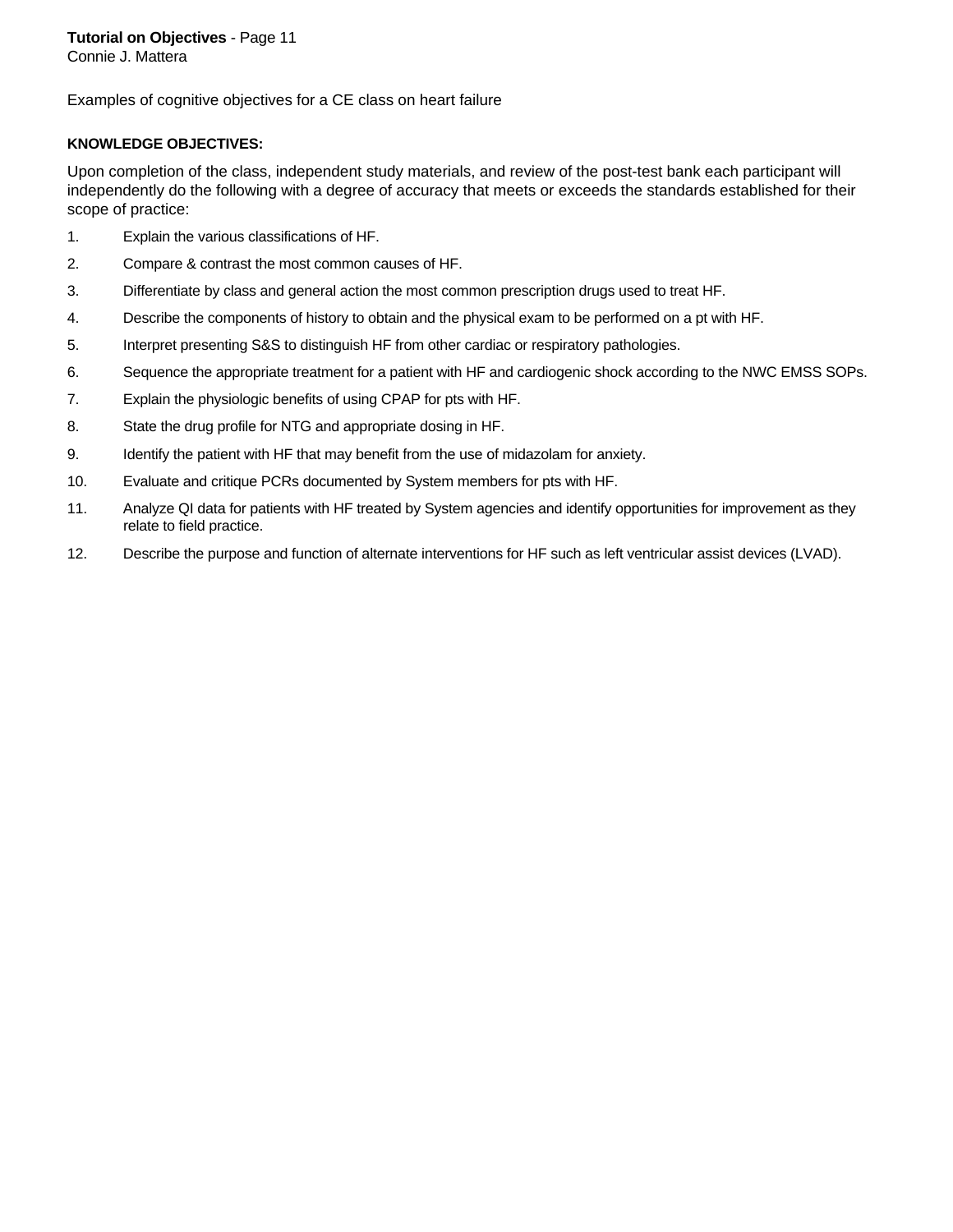Examples of cognitive objectives for a CE class on heart failure

**KNOWLEDGE OBJECTIVES:**

Upon completion of the class, independent study materials, and review of the post-test bank each participant will independently do the following with a degree of accuracy that meets or exceeds the standards established for their scope of practice:

1. Explain the various classifications of HF.
2. Compare & contrast the most common causes of HF.
3. Differentiate by class and general action the most common prescription drugs used to treat HF.
4. Describe the components of history to obtain and the physical exam to be performed on a pt with HF.
5. Interpret presenting S&S to distinguish HF from other cardiac or respiratory pathologies.
6. Sequence the appropriate treatment for a patient with HF and cardiogenic shock according to the NWC EMSS SOPs.
7. Explain the physiologic benefits of using CPAP for pts with HF.
8. State the drug profile for NTG and appropriate dosing in HF.
9. Identify the patient with HF that may benefit from the use of midazolam for anxiety.
10. Evaluate and critique PCRs documented by System members for pts with HF.
11. Analyze QI data for patients with HF treated by System agencies and identify opportunities for improvement as they relate to field practice.
12. Describe the purpose and function of alternate interventions for HF such as left ventricular assist devices (LVAD).